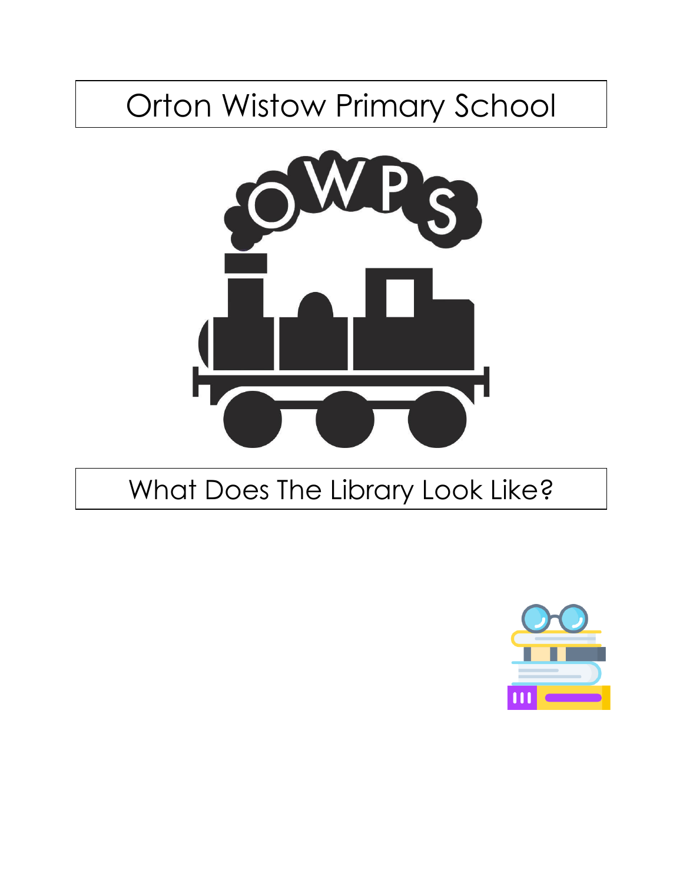# Orton Wistow Primary School

OWPS

## What Does The Library Look Like?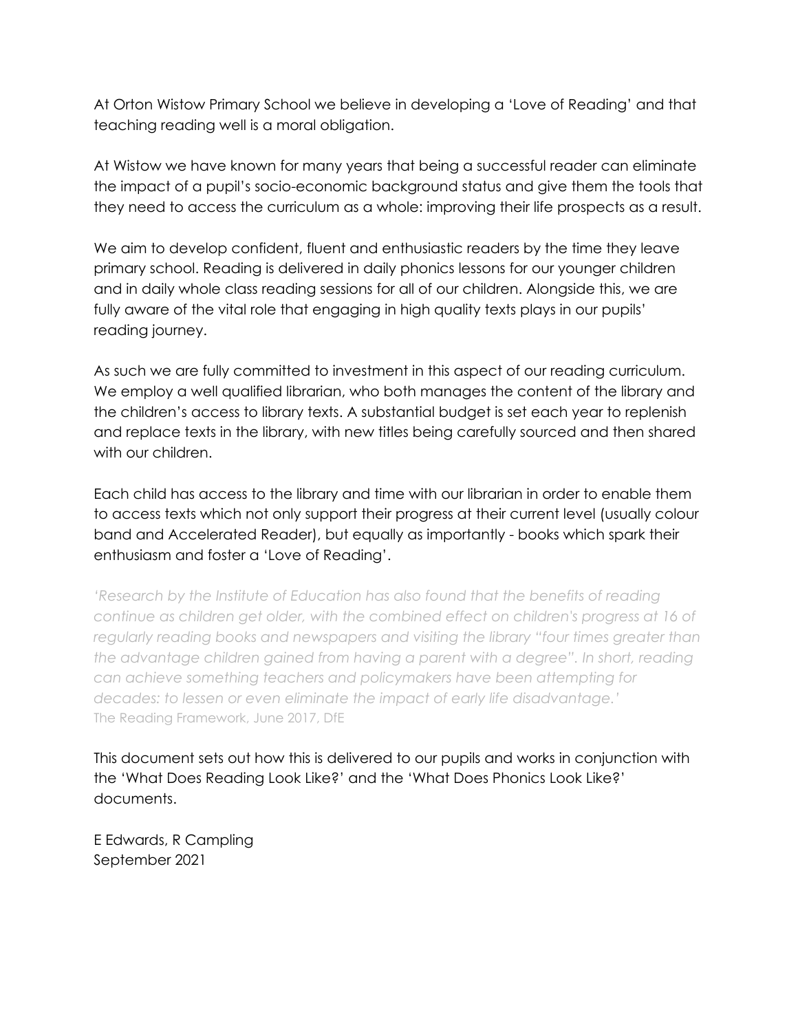At Orton Wistow Primary School we believe in developing a 'Love of Reading' and that teaching reading well is a moral obligation.

At Wistow we have known for many years that being a successful reader can eliminate the impact of a pupil's socio-economic background status and give them the tools that they need to access the curriculum as a whole: improving their life prospects as a result.

We aim to develop confident, fluent and enthusiastic readers by the time they leave primary school. Reading is delivered in daily phonics lessons for our younger children and in daily whole class reading sessions for all of our children. Alongside this, we are fully aware of the vital role that engaging in high quality texts plays in our pupils' reading journey.

As such we are fully committed to investment in this aspect of our reading curriculum. We employ a well qualified librarian, who both manages the content of the library and the children's access to library texts. A substantial budget is set each year to replenish and replace texts in the library, with new titles being carefully sourced and then shared with our children.

Each child has access to the library and time with our librarian in order to enable them to access texts which not only support their progress at their current level (usually colour band and Accelerated Reader), but equally as importantly - books which spark their enthusiasm and foster a 'Love of Reading'.

*'Research by the Institute of Education has also found that the benefits of reading continue as children get older, with the combined effect on children's progress at 16 of regularly reading books and newspapers and visiting the library "four times greater than the advantage children gained from having a parent with a degree". In short, reading can achieve something teachers and policymakers have been attempting for decades: to lessen or even eliminate the impact of early life disadvantage.'*
The Reading Framework, June 2017, DfE

This document sets out how this is delivered to our pupils and works in conjunction with the 'What Does Reading Look Like?' and the 'What Does Phonics Look Like?' documents.

E Edwards, R Campling
September 2021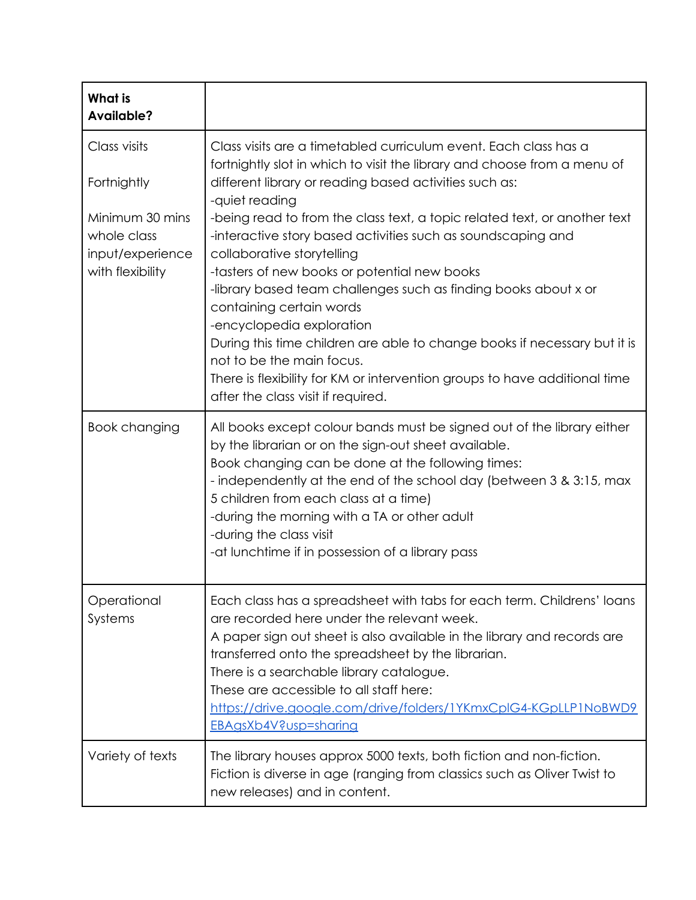| What is Available? | |
|---|---|
| Class visits<br><br>Fortnightly<br><br>Minimum 30 mins whole class input/experience with flexibility | Class visits are a timetabled curriculum event. Each class has a fortnightly slot in which to visit the library and choose from a menu of different library or reading based activities such as:<br>-quiet reading<br>-being read to from the class text, a topic related text, or another text<br>-interactive story based activities such as soundscaping and collaborative storytelling<br>-tasters of new books or potential new books<br>-library based team challenges such as finding books about x or containing certain words<br>-encyclopedia exploration<br>During this time children are able to change books if necessary but it is not to be the main focus.<br>There is flexibility for KM or intervention groups to have additional time after the class visit if required. |
| Book changing | All books except colour bands must be signed out of the library either by the librarian or on the sign-out sheet available.<br>Book changing can be done at the following times:<br>- independently at the end of the school day (between 3 & 3:15, max 5 children from each class at a time)<br>-during the morning with a TA or other adult<br>-during the class visit<br>-at lunchtime if in possession of a library pass |
| Operational Systems | Each class has a spreadsheet with tabs for each term. Childrens' loans are recorded here under the relevant week.<br>A paper sign out sheet is also available in the library and records are transferred onto the spreadsheet by the librarian.<br>There is a searchable library catalogue.<br>These are accessible to all staff here:<br>[https://drive.google.com/drive/folders/1YKmxCplG4-KGpLLP1NoBWD9EBAgsXb4V?usp=sharing](https://drive.google.com/drive/folders/1YKmxCplG4-KGpLLP1NoBWD9EBAgsXb4V?usp=sharing) |
| Variety of texts | The library houses approx 5000 texts, both fiction and non-fiction. Fiction is diverse in age (ranging from classics such as Oliver Twist to new releases) and in content. |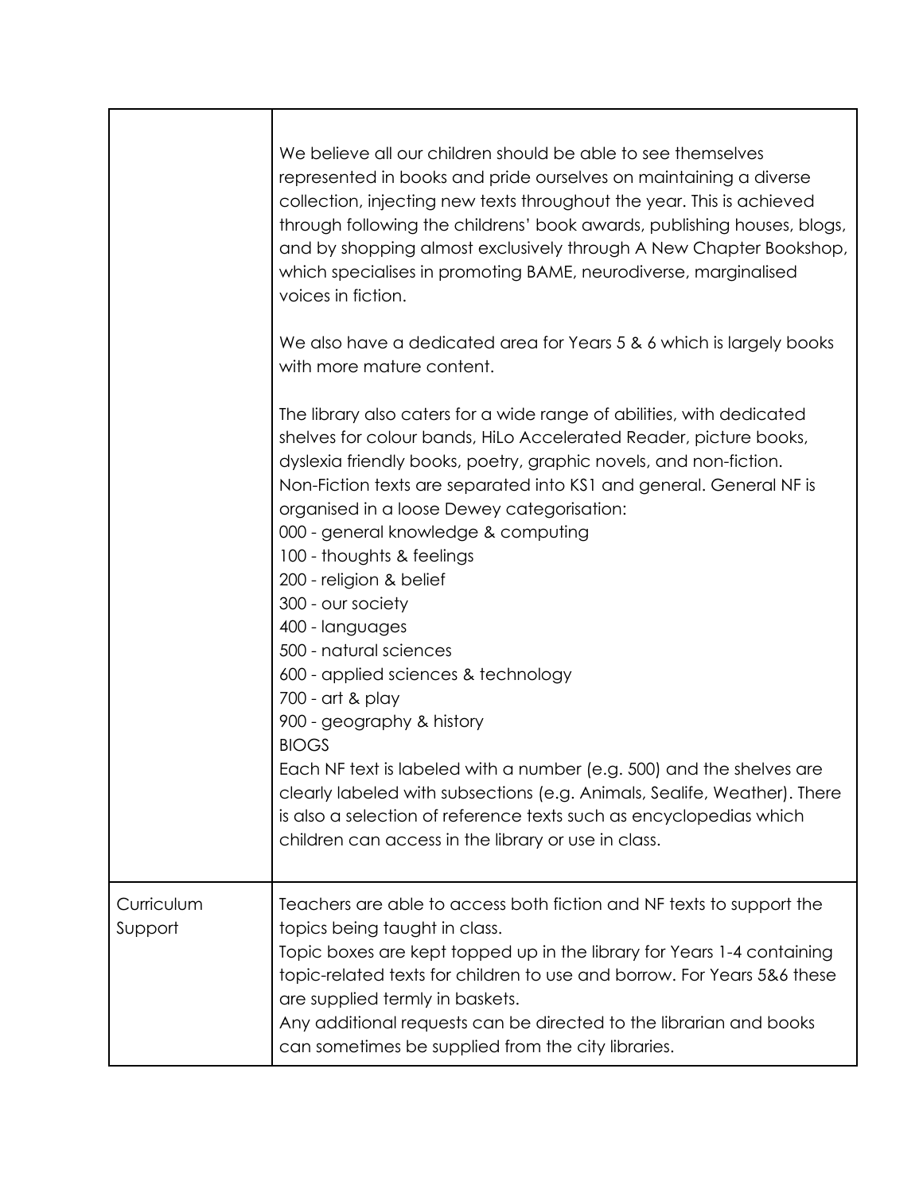| | |
|---|---|
| | We believe all our children should be able to see themselves represented in books and pride ourselves on maintaining a diverse collection, injecting new texts throughout the year. This is achieved through following the childrens' book awards, publishing houses, blogs, and by shopping almost exclusively through A New Chapter Bookshop, which specialises in promoting BAME, neurodiverse, marginalised voices in fiction.<br><br>We also have a dedicated area for Years 5 & 6 which is largely books with more mature content.<br><br>The library also caters for a wide range of abilities, with dedicated shelves for colour bands, HiLo Accelerated Reader, picture books, dyslexia friendly books, poetry, graphic novels, and non-fiction.<br>Non-Fiction texts are separated into KS1 and general. General NF is organised in a loose Dewey categorisation:<br>000 - general knowledge & computing<br>100 - thoughts & feelings<br>200 - religion & belief<br>300 - our society<br>400 - languages<br>500 - natural sciences<br>600 - applied sciences & technology<br>700 - art & play<br>900 - geography & history<br>BIOGS<br>Each NF text is labeled with a number (e.g. 500) and the shelves are clearly labeled with subsections (e.g. Animals, Sealife, Weather). There is also a selection of reference texts such as encyclopedias which children can access in the library or use in class. |
| Curriculum Support | Teachers are able to access both fiction and NF texts to support the topics being taught in class.<br>Topic boxes are kept topped up in the library for Years 1-4 containing topic-related texts for children to use and borrow. For Years 5&6 these are supplied termly in baskets.<br>Any additional requests can be directed to the librarian and books can sometimes be supplied from the city libraries. |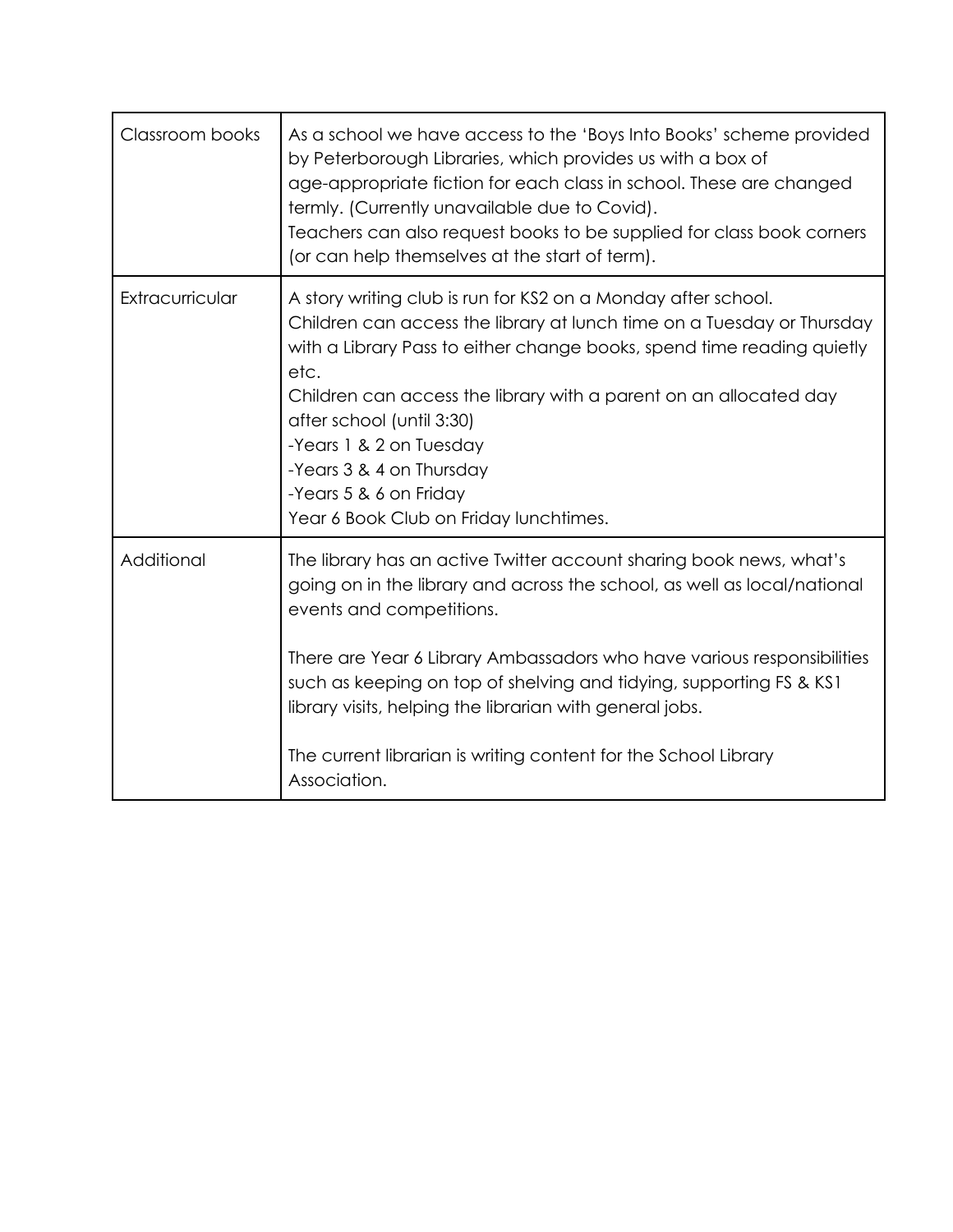| | |
|---|---|
| Classroom books | As a school we have access to the 'Boys Into Books' scheme provided by Peterborough Libraries, which provides us with a box of age-appropriate fiction for each class in school. These are changed termly. (Currently unavailable due to Covid).<br>Teachers can also request books to be supplied for class book corners (or can help themselves at the start of term). |
| Extracurricular | A story writing club is run for KS2 on a Monday after school.<br>Children can access the library at lunch time on a Tuesday or Thursday with a Library Pass to either change books, spend time reading quietly etc.<br>Children can access the library with a parent on an allocated day after school (until 3:30)<br>-Years 1 & 2 on Tuesday<br>-Years 3 & 4 on Thursday<br>-Years 5 & 6 on Friday<br>Year 6 Book Club on Friday lunchtimes. |
| Additional | The library has an active Twitter account sharing book news, what's going on in the library and across the school, as well as local/national events and competitions.<br><br>There are Year 6 Library Ambassadors who have various responsibilities such as keeping on top of shelving and tidying, supporting FS & KS1 library visits, helping the librarian with general jobs.<br><br>The current librarian is writing content for the School Library Association. |